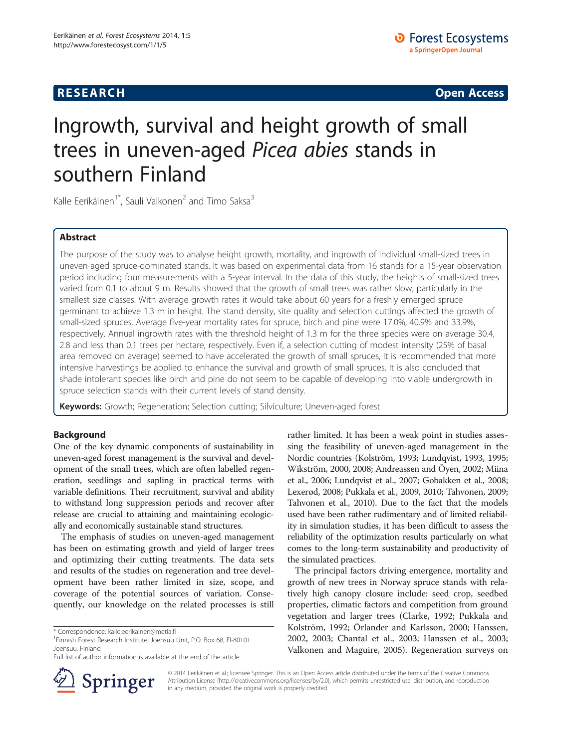**RESEARCH** **Open Access**

# Ingrowth, survival and height growth of small trees in uneven-aged *Picea abies* stands in southern Finland

Kalle Eerikäinen[1*], Sauli Valkonen[2] and Timo Saksa[3]

## Abstract

The purpose of the study was to analyse height growth, mortality, and ingrowth of individual small-sized trees in uneven-aged spruce-dominated stands. It was based on experimental data from 16 stands for a 15-year observation period including four measurements with a 5-year interval. In the data of this study, the heights of small-sized trees varied from 0.1 to about 9 m. Results showed that the growth of small trees was rather slow, particularly in the smallest size classes. With average growth rates it would take about 60 years for a freshly emerged spruce germinant to achieve 1.3 m in height. The stand density, site quality and selection cuttings affected the growth of small-sized spruces. Average five-year mortality rates for spruce, birch and pine were 17.0%, 40.9% and 33.9%, respectively. Annual ingrowth rates with the threshold height of 1.3 m for the three species were on average 30.4, 2.8 and less than 0.1 trees per hectare, respectively. Even if, a selection cutting of modest intensity (25% of basal area removed on average) seemed to have accelerated the growth of small spruces, it is recommended that more intensive harvestings be applied to enhance the survival and growth of small spruces. It is also concluded that shade intolerant species like birch and pine do not seem to be capable of developing into viable undergrowth in spruce selection stands with their current levels of stand density.

**Keywords:** Growth; Regeneration; Selection cutting; Silviculture; Uneven-aged forest

## Background

One of the key dynamic components of sustainability in uneven-aged forest management is the survival and development of the small trees, which are often labelled regeneration, seedlings and sapling in practical terms with variable definitions. Their recruitment, survival and ability to withstand long suppression periods and recover after release are crucial to attaining and maintaining ecologically and economically sustainable stand structures.

The emphasis of studies on uneven-aged management has been on estimating growth and yield of larger trees and optimizing their cutting treatments. The data sets and results of the studies on regeneration and tree development have been rather limited in size, scope, and coverage of the potential sources of variation. Consequently, our knowledge on the related processes is still rather limited. It has been a weak point in studies assessing the feasibility of uneven-aged management in the Nordic countries (Kolström, 1993; Lundqvist, 1993, 1995; Wikström, 2000, 2008; Andreassen and Öyen, 2002; Miina et al., 2006; Lundqvist et al., 2007; Gobakken et al., 2008; Lexerød, 2008; Pukkala et al., 2009, 2010; Tahvonen, 2009; Tahvonen et al., 2010). Due to the fact that the models used have been rather rudimentary and of limited reliability in simulation studies, it has been difficult to assess the reliability of the optimization results particularly on what comes to the long-term sustainability and productivity of the simulated practices.

The principal factors driving emergence, mortality and growth of new trees in Norway spruce stands with relatively high canopy closure include: seed crop, seedbed properties, climatic factors and competition from ground vegetation and larger trees (Clarke, 1992; Pukkala and Kolström, 1992; Örlander and Karlsson, 2000; Hanssen, 2002, 2003; Chantal et al., 2003; Hanssen et al., 2003; Valkonen and Maguire, 2005). Regeneration surveys on

\* Correspondence: kalle.eerikainen@metla.fi
[1]Finnish Forest Research Institute, Joensuu Unit, P.O. Box 68, FI-80101 Joensuu, Finland
Full list of author information is available at the end of the article

© 2014 Eerikäinen et al.; licensee Springer. This is an Open Access article distributed under the terms of the Creative Commons Attribution License (http://creativecommons.org/licenses/by/2.0), which permits unrestricted use, distribution, and reproduction in any medium, provided the original work is properly credited.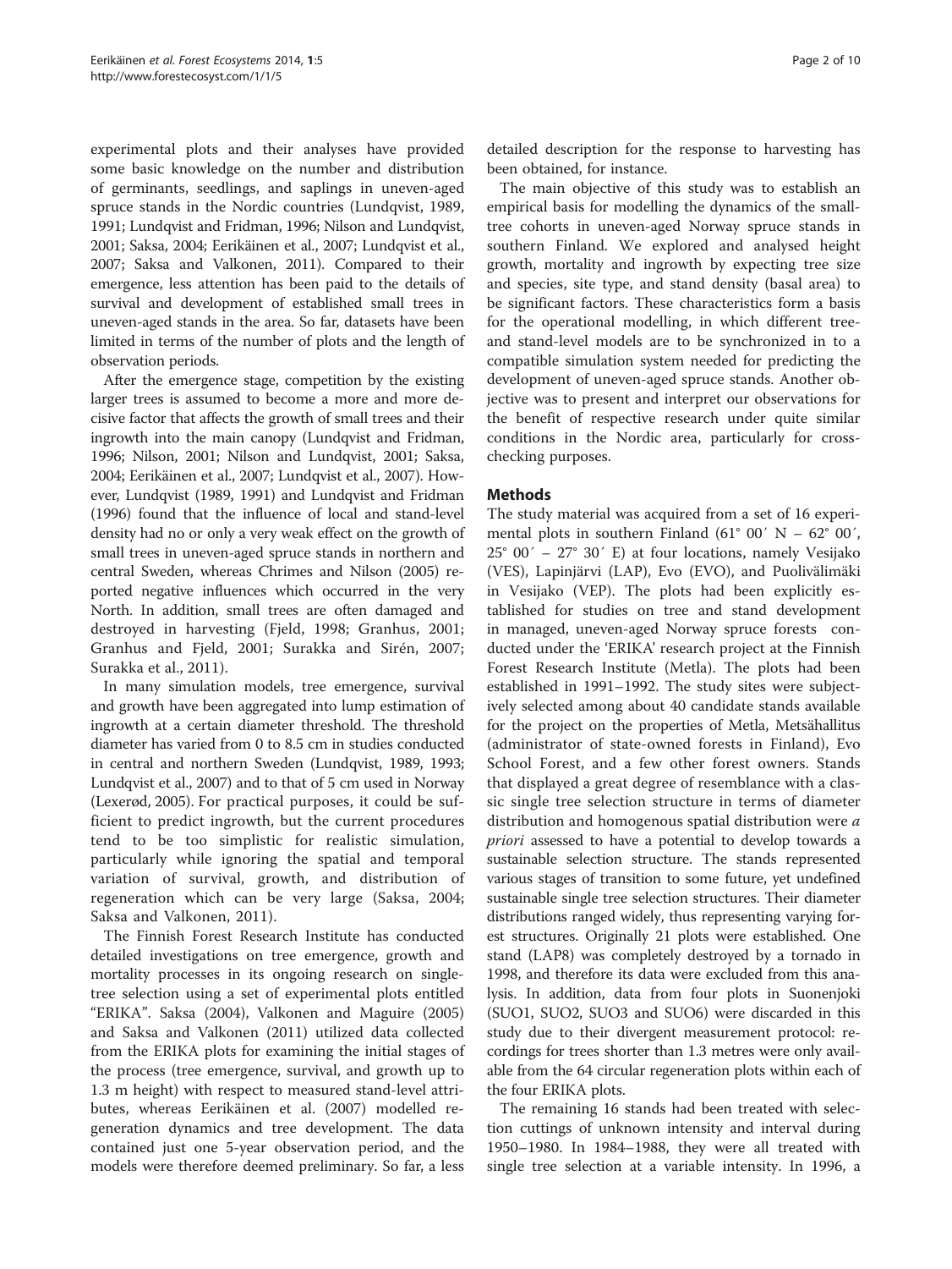experimental plots and their analyses have provided some basic knowledge on the number and distribution of germinants, seedlings, and saplings in uneven-aged spruce stands in the Nordic countries (Lundqvist, 1989, 1991; Lundqvist and Fridman, 1996; Nilson and Lundqvist, 2001; Saksa, 2004; Eerikäinen et al., 2007; Lundqvist et al., 2007; Saksa and Valkonen, 2011). Compared to their emergence, less attention has been paid to the details of survival and development of established small trees in uneven-aged stands in the area. So far, datasets have been limited in terms of the number of plots and the length of observation periods.

After the emergence stage, competition by the existing larger trees is assumed to become a more and more decisive factor that affects the growth of small trees and their ingrowth into the main canopy (Lundqvist and Fridman, 1996; Nilson, 2001; Nilson and Lundqvist, 2001; Saksa, 2004; Eerikäinen et al., 2007; Lundqvist et al., 2007). However, Lundqvist (1989, 1991) and Lundqvist and Fridman (1996) found that the influence of local and stand-level density had no or only a very weak effect on the growth of small trees in uneven-aged spruce stands in northern and central Sweden, whereas Chrimes and Nilson (2005) reported negative influences which occurred in the very North. In addition, small trees are often damaged and destroyed in harvesting (Fjeld, 1998; Granhus, 2001; Granhus and Fjeld, 2001; Surakka and Sirén, 2007; Surakka et al., 2011).

In many simulation models, tree emergence, survival and growth have been aggregated into lump estimation of ingrowth at a certain diameter threshold. The threshold diameter has varied from 0 to 8.5 cm in studies conducted in central and northern Sweden (Lundqvist, 1989, 1993; Lundqvist et al., 2007) and to that of 5 cm used in Norway (Lexerød, 2005). For practical purposes, it could be sufficient to predict ingrowth, but the current procedures tend to be too simplistic for realistic simulation, particularly while ignoring the spatial and temporal variation of survival, growth, and distribution of regeneration which can be very large (Saksa, 2004; Saksa and Valkonen, 2011).

The Finnish Forest Research Institute has conducted detailed investigations on tree emergence, growth and mortality processes in its ongoing research on single-tree selection using a set of experimental plots entitled "ERIKA". Saksa (2004), Valkonen and Maguire (2005) and Saksa and Valkonen (2011) utilized data collected from the ERIKA plots for examining the initial stages of the process (tree emergence, survival, and growth up to 1.3 m height) with respect to measured stand-level attributes, whereas Eerikäinen et al. (2007) modelled regeneration dynamics and tree development. The data contained just one 5-year observation period, and the models were therefore deemed preliminary. So far, a less detailed description for the response to harvesting has been obtained, for instance.

The main objective of this study was to establish an empirical basis for modelling the dynamics of the small-tree cohorts in uneven-aged Norway spruce stands in southern Finland. We explored and analysed height growth, mortality and ingrowth by expecting tree size and species, site type, and stand density (basal area) to be significant factors. These characteristics form a basis for the operational modelling, in which different tree- and stand-level models are to be synchronized in to a compatible simulation system needed for predicting the development of uneven-aged spruce stands. Another objective was to present and interpret our observations for the benefit of respective research under quite similar conditions in the Nordic area, particularly for cross-checking purposes.

## Methods

The study material was acquired from a set of 16 experimental plots in southern Finland (61° 00′ N – 62° 00′, 25° 00′ – 27° 30′ E) at four locations, namely Vesijako (VES), Lapinjärvi (LAP), Evo (EVO), and Puolivälimäki in Vesijako (VEP). The plots had been explicitly established for studies on tree and stand development in managed, uneven-aged Norway spruce forests conducted under the 'ERIKA' research project at the Finnish Forest Research Institute (Metla). The plots had been established in 1991–1992. The study sites were subjectively selected among about 40 candidate stands available for the project on the properties of Metla, Metsähallitus (administrator of state-owned forests in Finland), Evo School Forest, and a few other forest owners. Stands that displayed a great degree of resemblance with a classic single tree selection structure in terms of diameter distribution and homogenous spatial distribution were *a priori* assessed to have a potential to develop towards a sustainable selection structure. The stands represented various stages of transition to some future, yet undefined sustainable single tree selection structures. Their diameter distributions ranged widely, thus representing varying forest structures. Originally 21 plots were established. One stand (LAP8) was completely destroyed by a tornado in 1998, and therefore its data were excluded from this analysis. In addition, data from four plots in Suonenjoki (SUO1, SUO2, SUO3 and SUO6) were discarded in this study due to their divergent measurement protocol: recordings for trees shorter than 1.3 metres were only available from the 64 circular regeneration plots within each of the four ERIKA plots.

The remaining 16 stands had been treated with selection cuttings of unknown intensity and interval during 1950–1980. In 1984–1988, they were all treated with single tree selection at a variable intensity. In 1996, a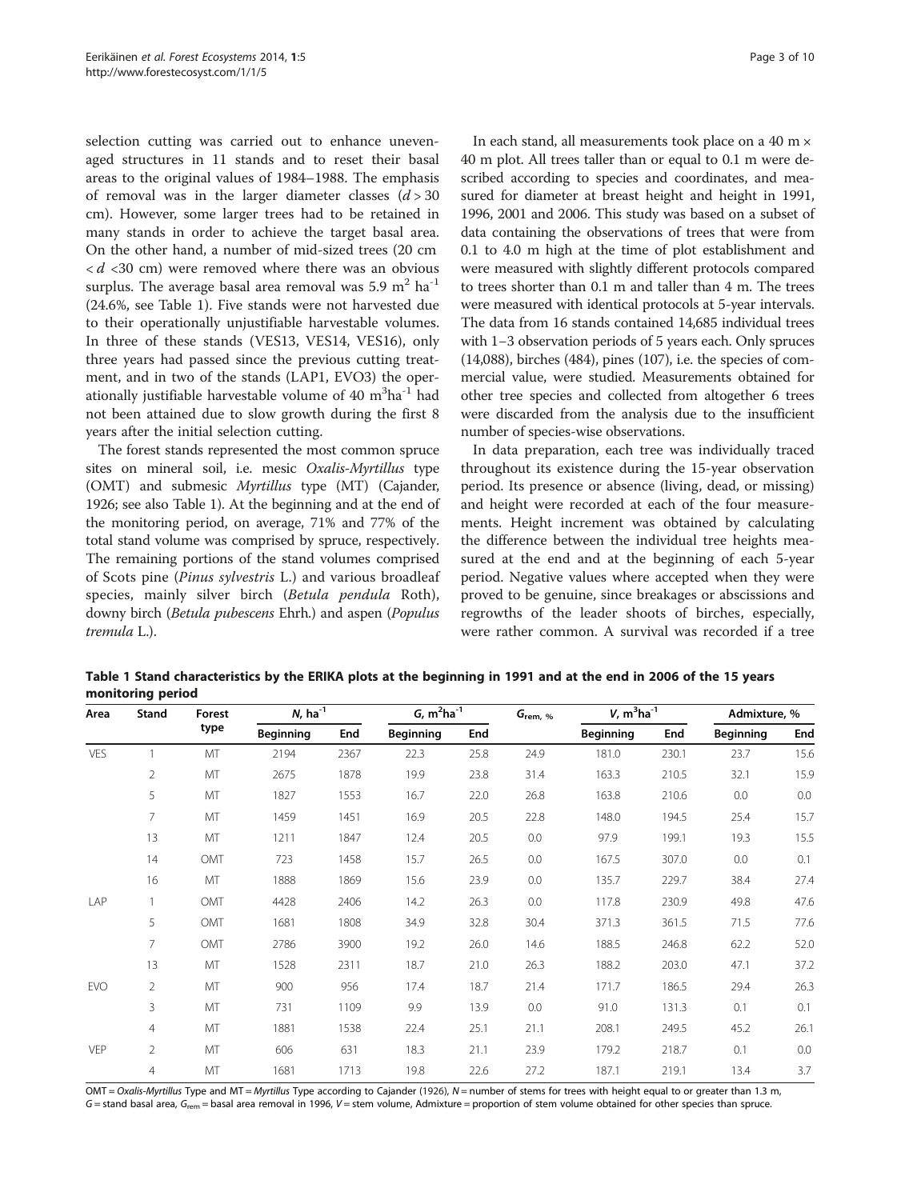selection cutting was carried out to enhance uneven-aged structures in 11 stands and to reset their basal areas to the original values of 1984–1988. The emphasis of removal was in the larger diameter classes ($d > 30$ cm). However, some larger trees had to be retained in many stands in order to achieve the target basal area. On the other hand, a number of mid-sized trees (20 cm $< d <$30 cm) were removed where there was an obvious surplus. The average basal area removal was 5.9 $m^2$ $ha^{-1}$ (24.6%, see Table 1). Five stands were not harvested due to their operationally unjustifiable harvestable volumes. In three of these stands (VES13, VES14, VES16), only three years had passed since the previous cutting treatment, and in two of the stands (LAP1, EVO3) the operationally justifiable harvestable volume of 40 $m^3 ha^{-1}$ had not been attained due to slow growth during the first 8 years after the initial selection cutting.

The forest stands represented the most common spruce sites on mineral soil, i.e. mesic *Oxalis-Myrtillus* type (OMT) and submesic *Myrtillus* type (MT) (Cajander, 1926; see also Table 1). At the beginning and at the end of the monitoring period, on average, 71% and 77% of the total stand volume was comprised by spruce, respectively. The remaining portions of the stand volumes comprised of Scots pine (*Pinus sylvestris* L.) and various broadleaf species, mainly silver birch (*Betula pendula* Roth), downy birch (*Betula pubescens* Ehrh.) and aspen (*Populus tremula* L.).

In each stand, all measurements took place on a 40 m × 40 m plot. All trees taller than or equal to 0.1 m were described according to species and coordinates, and measured for diameter at breast height and height in 1991, 1996, 2001 and 2006. This study was based on a subset of data containing the observations of trees that were from 0.1 to 4.0 m high at the time of plot establishment and were measured with slightly different protocols compared to trees shorter than 0.1 m and taller than 4 m. The trees were measured with identical protocols at 5-year intervals. The data from 16 stands contained 14,685 individual trees with 1–3 observation periods of 5 years each. Only spruces (14,088), birches (484), pines (107), i.e. the species of commercial value, were studied. Measurements obtained for other tree species and collected from altogether 6 trees were discarded from the analysis due to the insufficient number of species-wise observations.

In data preparation, each tree was individually traced throughout its existence during the 15-year observation period. Its presence or absence (living, dead, or missing) and height were recorded at each of the four measurements. Height increment was obtained by calculating the difference between the individual tree heights measured at the end and at the beginning of each 5-year period. Negative values where accepted when they were proved to be genuine, since breakages or abscissions and regrowths of the leader shoots of birches, especially, were rather common. A survival was recorded if a tree

**Table 1 Stand characteristics by the ERIKA plots at the beginning in 1991 and at the end in 2006 of the 15 years monitoring period**

| Area | Stand | Forest type | $N$, $ha^{-1}$ | | $G$, $m^2 ha^{-1}$ | | $G_{rem}$, % | $V$, $m^3 ha^{-1}$ | | Admixture, % | |
|---|---|---|---|---|---|---|---|---|---|---|---|
| | | | Beginning | End | Beginning | End | | Beginning | End | Beginning | End |
| VES | 1 | MT | 2194 | 2367 | 22.3 | 25.8 | 24.9 | 181.0 | 230.1 | 23.7 | 15.6 |
| | 2 | MT | 2675 | 1878 | 19.9 | 23.8 | 31.4 | 163.3 | 210.5 | 32.1 | 15.9 |
| | 5 | MT | 1827 | 1553 | 16.7 | 22.0 | 26.8 | 163.8 | 210.6 | 0.0 | 0.0 |
| | 7 | MT | 1459 | 1451 | 16.9 | 20.5 | 22.8 | 148.0 | 194.5 | 25.4 | 15.7 |
| | 13 | MT | 1211 | 1847 | 12.4 | 20.5 | 0.0 | 97.9 | 199.1 | 19.3 | 15.5 |
| | 14 | OMT | 723 | 1458 | 15.7 | 26.5 | 0.0 | 167.5 | 307.0 | 0.0 | 0.1 |
| | 16 | MT | 1888 | 1869 | 15.6 | 23.9 | 0.0 | 135.7 | 229.7 | 38.4 | 27.4 |
| LAP | 1 | OMT | 4428 | 2406 | 14.2 | 26.3 | 0.0 | 117.8 | 230.9 | 49.8 | 47.6 |
| | 5 | OMT | 1681 | 1808 | 34.9 | 32.8 | 30.4 | 371.3 | 361.5 | 71.5 | 77.6 |
| | 7 | OMT | 2786 | 3900 | 19.2 | 26.0 | 14.6 | 188.5 | 246.8 | 62.2 | 52.0 |
| | 13 | MT | 1528 | 2311 | 18.7 | 21.0 | 26.3 | 188.2 | 203.0 | 47.1 | 37.2 |
| EVO | 2 | MT | 900 | 956 | 17.4 | 18.7 | 21.4 | 171.7 | 186.5 | 29.4 | 26.3 |
| | 3 | MT | 731 | 1109 | 9.9 | 13.9 | 0.0 | 91.0 | 131.3 | 0.1 | 0.1 |
| | 4 | MT | 1881 | 1538 | 22.4 | 25.1 | 21.1 | 208.1 | 249.5 | 45.2 | 26.1 |
| VEP | 2 | MT | 606 | 631 | 18.3 | 21.1 | 23.9 | 179.2 | 218.7 | 0.1 | 0.0 |
| | 4 | MT | 1681 | 1713 | 19.8 | 22.6 | 27.2 | 187.1 | 219.1 | 13.4 | 3.7 |

OMT = *Oxalis-Myrtillus* Type and MT = *Myrtillus* Type according to Cajander (1926), $N$ = number of stems for trees with height equal to or greater than 1.3 m, $G$ = stand basal area, $G_{rem}$ = basal area removal in 1996, $V$ = stem volume, Admixture = proportion of stem volume obtained for other species than spruce.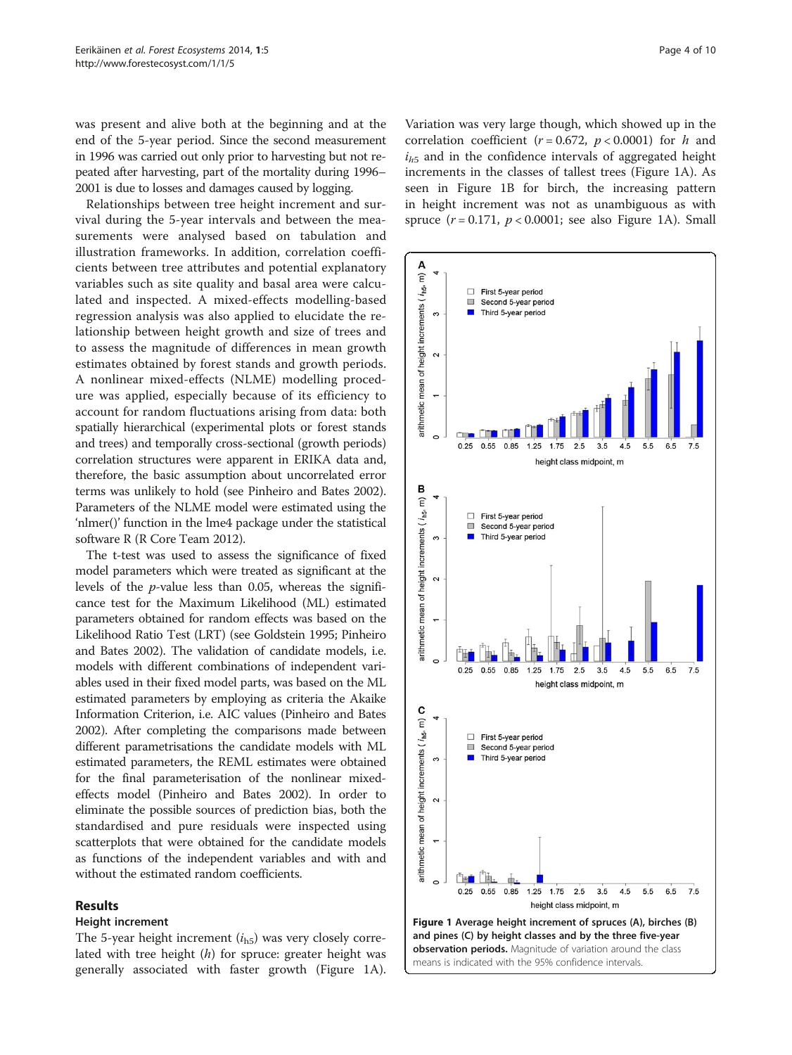was present and alive both at the beginning and at the end of the 5-year period. Since the second measurement in 1996 was carried out only prior to harvesting but not repeated after harvesting, part of the mortality during 1996–2001 is due to losses and damages caused by logging.

Relationships between tree height increment and survival during the 5-year intervals and between the measurements were analysed based on tabulation and illustration frameworks. In addition, correlation coefficients between tree attributes and potential explanatory variables such as site quality and basal area were calculated and inspected. A mixed-effects modelling-based regression analysis was also applied to elucidate the relationship between height growth and size of trees and to assess the magnitude of differences in mean growth estimates obtained by forest stands and growth periods. A nonlinear mixed-effects (NLME) modelling procedure was applied, especially because of its efficiency to account for random fluctuations arising from data: both spatially hierarchical (experimental plots or forest stands and trees) and temporally cross-sectional (growth periods) correlation structures were apparent in ERIKA data and, therefore, the basic assumption about uncorrelated error terms was unlikely to hold (see Pinheiro and Bates 2002). Parameters of the NLME model were estimated using the 'nlmer()' function in the lme4 package under the statistical software R (R Core Team 2012).

The t-test was used to assess the significance of fixed model parameters which were treated as significant at the levels of the $p$-value less than 0.05, whereas the significance test for the Maximum Likelihood (ML) estimated parameters obtained for random effects was based on the Likelihood Ratio Test (LRT) (see Goldstein 1995; Pinheiro and Bates 2002). The validation of candidate models, i.e. models with different combinations of independent variables used in their fixed model parts, was based on the ML estimated parameters by employing as criteria the Akaike Information Criterion, i.e. AIC values (Pinheiro and Bates 2002). After completing the comparisons made between different parametrisations the candidate models with ML estimated parameters, the REML estimates were obtained for the final parameterisation of the nonlinear mixed-effects model (Pinheiro and Bates 2002). In order to eliminate the possible sources of prediction bias, both the standardised and pure residuals were inspected using scatterplots that were obtained for the candidate models as functions of the independent variables and with and without the estimated random coefficients.

## Results

### Height increment

The 5-year height increment ($i_{h5}$) was very closely correlated with tree height ($h$) for spruce: greater height was generally associated with faster growth (Figure 1A). Variation was very large though, which showed up in the correlation coefficient ($r = 0.672$, $p < 0.0001$) for $h$ and $i_{h5}$ and in the confidence intervals of aggregated height increments in the classes of tallest trees (Figure 1A). As seen in Figure 1B for birch, the increasing pattern in height increment was not as unambiguous as with spruce ($r = 0.171$, $p < 0.0001$; see also Figure 1A). Small

**Figure 1 Average height increment of spruces (A), birches (B) and pines (C) by height classes and by the three five-year observation periods.** Magnitude of variation around the class means is indicated with the 95% confidence intervals.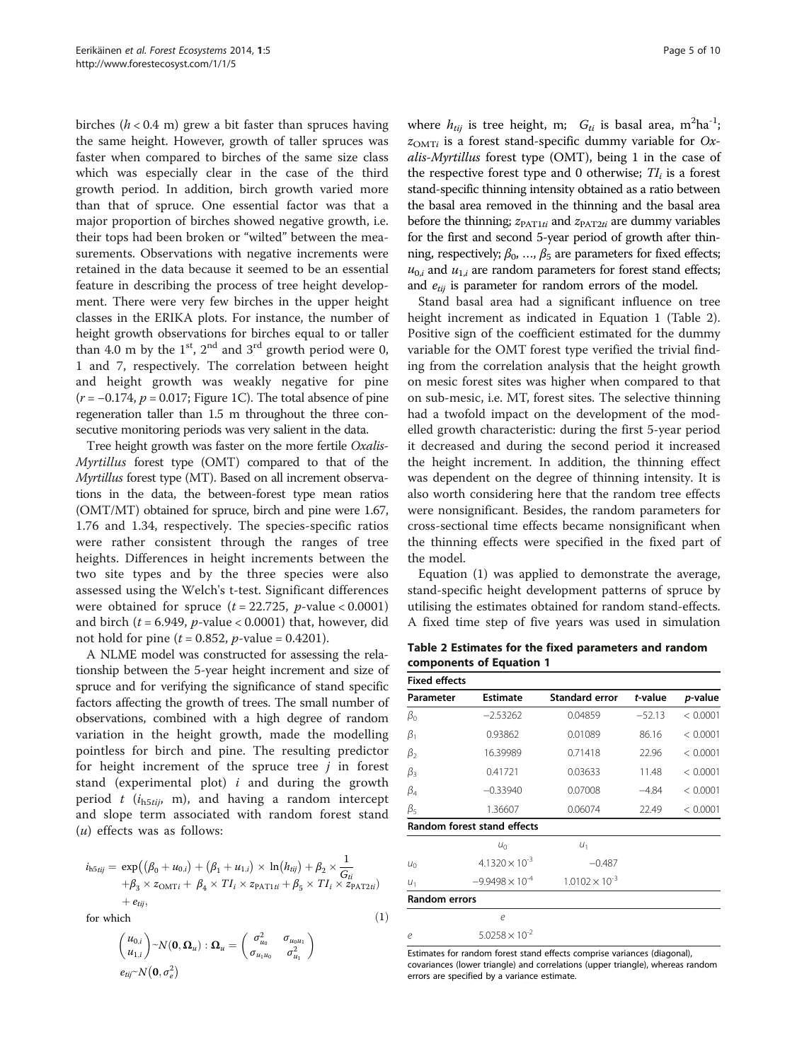birches ($h < 0.4$ m) grew a bit faster than spruces having the same height. However, growth of taller spruces was faster when compared to birches of the same size class which was especially clear in the case of the third growth period. In addition, birch growth varied more than that of spruce. One essential factor was that a major proportion of birches showed negative growth, i.e. their tops had been broken or "wilted" between the measurements. Observations with negative increments were retained in the data because it seemed to be an essential feature in describing the process of tree height development. There were very few birches in the upper height classes in the ERIKA plots. For instance, the number of height growth observations for birches equal to or taller than 4.0 m by the 1st, 2nd and 3rd growth period were 0, 1 and 7, respectively. The correlation between height and height growth was weakly negative for pine ($r = -0.174$, $p = 0.017$; Figure 1C). The total absence of pine regeneration taller than 1.5 m throughout the three consecutive monitoring periods was very salient in the data.

Tree height growth was faster on the more fertile *Oxalis-Myrtillus* forest type (OMT) compared to that of the *Myrtillus* forest type (MT). Based on all increment observations in the data, the between-forest type mean ratios (OMT/MT) obtained for spruce, birch and pine were 1.67, 1.76 and 1.34, respectively. The species-specific ratios were rather consistent through the ranges of tree heights. Differences in height increments between the two site types and by the three species were also assessed using the Welch's t-test. Significant differences were obtained for spruce ($t = 22.725$, $p$-value $< 0.0001$) and birch ($t = 6.949$, $p$-value $< 0.0001$) that, however, did not hold for pine ($t = 0.852$, $p$-value $= 0.4201$).

A NLME model was constructed for assessing the relationship between the 5-year height increment and size of spruce and for verifying the significance of stand specific factors affecting the growth of trees. The small number of observations, combined with a high degree of random variation in the height growth, made the modelling pointless for birch and pine. The resulting predictor for height increment of the spruce tree $j$ in forest stand (experimental plot) $i$ and during the growth period $t$ ($i_{h5tij}$, m), and having a random intercept and slope term associated with random forest stand ($u$) effects was as follows:

$$
\begin{aligned}
i_{h5tij} = \; & \exp\Big((\beta_0 + u_{0,i}) + (\beta_1 + u_{1,i}) \times \ln(h_{tij}) + \beta_2 \times \frac{1}{G_{ti}} \\
& + \beta_3 \times z_{\mathrm{OMT}i} + \beta_4 \times TI_i \times z_{\mathrm{PAT1}ti} + \beta_5 \times TI_i \times z_{\mathrm{PAT2}ti}\Big) \\
& + e_{tij},
\end{aligned} \tag{1}
$$

for which

$$
\begin{pmatrix} u_{0,i} \\ u_{1,i} \end{pmatrix} \sim N(\mathbf{0}, \boldsymbol{\Omega}_u) : \boldsymbol{\Omega}_u = \begin{pmatrix} \sigma^2_{u_0} & \sigma_{u_0 u_1} \\ \sigma_{u_1 u_0} & \sigma^2_{u_1} \end{pmatrix}
$$

$$
e_{tij} \sim N(\mathbf{0}, \sigma^2_e)
$$

where $h_{tij}$ is tree height, m; $G_{ti}$ is basal area, $m^2ha^{-1}$; $z_{\mathrm{OMT}i}$ is a forest stand-specific dummy variable for *Oxalis-Myrtillus* forest type (OMT), being 1 in the case of the respective forest type and 0 otherwise; $TI_i$ is a forest stand-specific thinning intensity obtained as a ratio between the basal area removed in the thinning and the basal area before the thinning; $z_{\mathrm{PAT1}ti}$ and $z_{\mathrm{PAT2}ti}$ are dummy variables for the first and second 5-year period of growth after thinning, respectively; $\beta_0$, …, $\beta_5$ are parameters for fixed effects; $u_{0,i}$ and $u_{1,i}$ are random parameters for forest stand effects; and $e_{tij}$ is parameter for random errors of the model.

Stand basal area had a significant influence on tree height increment as indicated in Equation 1 (Table 2). Positive sign of the coefficient estimated for the dummy variable for the OMT forest type verified the trivial finding from the correlation analysis that the height growth on mesic forest sites was higher when compared to that on sub-mesic, i.e. MT, forest sites. The selective thinning had a twofold impact on the development of the modelled growth characteristic: during the first 5-year period it decreased and during the second period it increased the height increment. In addition, the thinning effect was dependent on the degree of thinning intensity. It is also worth considering here that the random tree effects were nonsignificant. Besides, the random parameters for cross-sectional time effects became nonsignificant when the thinning effects were specified in the fixed part of the model.

Equation (1) was applied to demonstrate the average, stand-specific height development patterns of spruce by utilising the estimates obtained for random stand-effects. A fixed time step of five years was used in simulation

**Table 2 Estimates for the fixed parameters and random components of Equation 1**

| **Fixed effects** | | | | |
|---|---|---|---|---|
| Parameter | Estimate | Standard error | t-value | p-value |
| $\beta_0$ | −2.53262 | 0.04859 | −52.13 | < 0.0001 |
| $\beta_1$ | 0.93862 | 0.01089 | 86.16 | < 0.0001 |
| $\beta_2$ | 16.39989 | 0.71418 | 22.96 | < 0.0001 |
| $\beta_3$ | 0.41721 | 0.03633 | 11.48 | < 0.0001 |
| $\beta_4$ | −0.33940 | 0.07008 | −4.84 | < 0.0001 |
| $\beta_5$ | 1.36607 | 0.06074 | 22.49 | < 0.0001 |
| **Random forest stand effects** | | | | |
| | $u_0$ | $u_1$ | | |
| $u_0$ | $4.1320 \times 10^{-3}$ | −0.487 | | |
| $u_1$ | $-9.9498 \times 10^{-4}$ | $1.0102 \times 10^{-3}$ | | |
| **Random errors** | | | | |
| | $e$ | | | |
| $e$ | $5.0258 \times 10^{-2}$ | | | |

Estimates for random forest stand effects comprise variances (diagonal), covariances (lower triangle) and correlations (upper triangle), whereas random errors are specified by a variance estimate.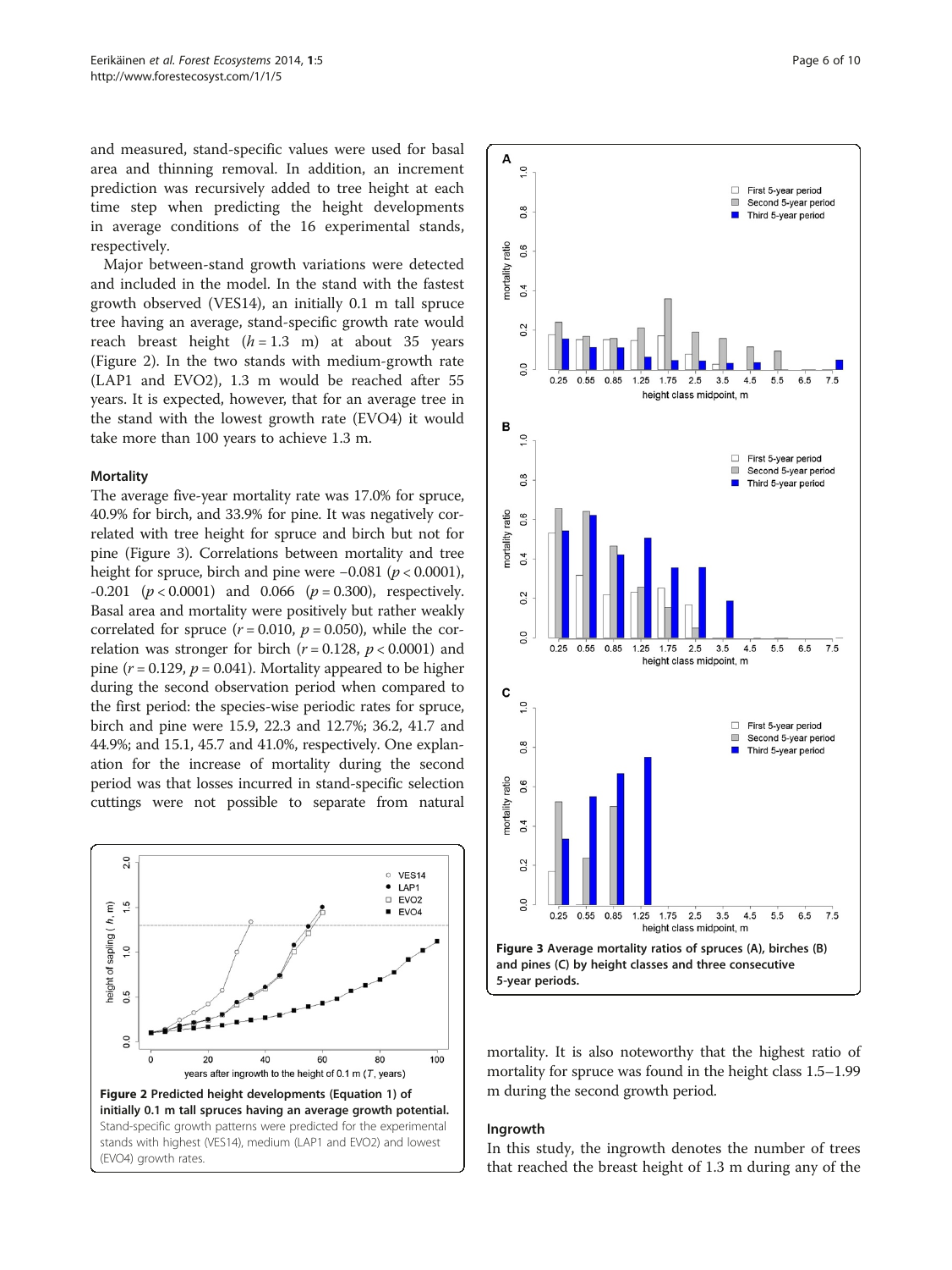and measured, stand-specific values were used for basal area and thinning removal. In addition, an increment prediction was recursively added to tree height at each time step when predicting the height developments in average conditions of the 16 experimental stands, respectively.

Major between-stand growth variations were detected and included in the model. In the stand with the fastest growth observed (VES14), an initially 0.1 m tall spruce tree having an average, stand-specific growth rate would reach breast height ($h = 1.3$ m) at about 35 years (Figure 2). In the two stands with medium-growth rate (LAP1 and EVO2), 1.3 m would be reached after 55 years. It is expected, however, that for an average tree in the stand with the lowest growth rate (EVO4) it would take more than 100 years to achieve 1.3 m.

### Mortality

The average five-year mortality rate was 17.0% for spruce, 40.9% for birch, and 33.9% for pine. It was negatively correlated with tree height for spruce and birch but not for pine (Figure 3). Correlations between mortality and tree height for spruce, birch and pine were −0.081 ($p < 0.0001$), -0.201 ($p < 0.0001$) and 0.066 ($p = 0.300$), respectively. Basal area and mortality were positively but rather weakly correlated for spruce ($r = 0.010$, $p = 0.050$), while the correlation was stronger for birch ($r = 0.128$, $p < 0.0001$) and pine ($r = 0.129$, $p = 0.041$). Mortality appeared to be higher during the second observation period when compared to the first period: the species-wise periodic rates for spruce, birch and pine were 15.9, 22.3 and 12.7%; 36.2, 41.7 and 44.9%; and 15.1, 45.7 and 41.0%, respectively. One explanation for the increase of mortality during the second period was that losses incurred in stand-specific selection cuttings were not possible to separate from natural mortality. It is also noteworthy that the highest ratio of mortality for spruce was found in the height class 1.5–1.99 m during the second growth period.

**Figure 2 Predicted height developments (Equation 1) of initially 0.1 m tall spruces having an average growth potential.** Stand-specific growth patterns were predicted for the experimental stands with highest (VES14), medium (LAP1 and EVO2) and lowest (EVO4) growth rates.

**Figure 3 Average mortality ratios of spruces (A), birches (B) and pines (C) by height classes and three consecutive 5-year periods.**

### Ingrowth

In this study, the ingrowth denotes the number of trees that reached the breast height of 1.3 m during any of the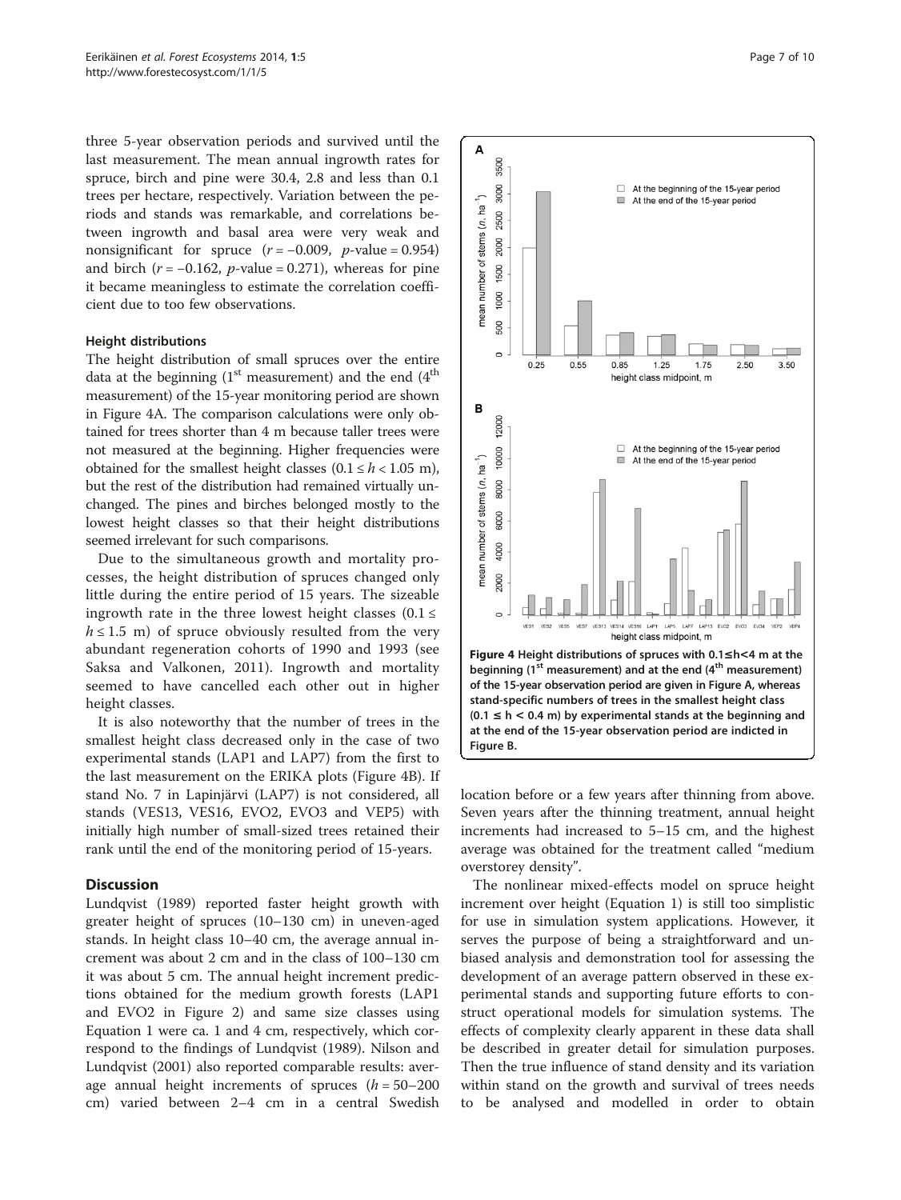three 5-year observation periods and survived until the last measurement. The mean annual ingrowth rates for spruce, birch and pine were 30.4, 2.8 and less than 0.1 trees per hectare, respectively. Variation between the periods and stands was remarkable, and correlations between ingrowth and basal area were very weak and nonsignificant for spruce ($r = -0.009$, $p$-value = 0.954) and birch ($r = -0.162$, $p$-value = 0.271), whereas for pine it became meaningless to estimate the correlation coefficient due to too few observations.

#### Height distributions

The height distribution of small spruces over the entire data at the beginning (1[st] measurement) and the end (4[th] measurement) of the 15-year monitoring period are shown in Figure 4A. The comparison calculations were only obtained for trees shorter than 4 m because taller trees were not measured at the beginning. Higher frequencies were obtained for the smallest height classes ($0.1 \leq h < 1.05$ m), but the rest of the distribution had remained virtually unchanged. The pines and birches belonged mostly to the lowest height classes so that their height distributions seemed irrelevant for such comparisons.

Due to the simultaneous growth and mortality processes, the height distribution of spruces changed only little during the entire period of 15 years. The sizeable ingrowth rate in the three lowest height classes ($0.1 \leq h \leq 1.5$ m) of spruce obviously resulted from the very abundant regeneration cohorts of 1990 and 1993 (see Saksa and Valkonen, 2011). Ingrowth and mortality seemed to have cancelled each other out in higher height classes.

It is also noteworthy that the number of trees in the smallest height class decreased only in the case of two experimental stands (LAP1 and LAP7) from the first to the last measurement on the ERIKA plots (Figure 4B). If stand No. 7 in Lapinjärvi (LAP7) is not considered, all stands (VES13, VES16, EVO2, EVO3 and VEP5) with initially high number of small-sized trees retained their rank until the end of the monitoring period of 15-years.

**Figure 4 Height distributions of spruces with 0.1≤h<4 m at the beginning (1[st] measurement) and at the end (4[th] measurement) of the 15-year observation period are given in Figure A, whereas stand-specific numbers of trees in the smallest height class (0.1 ≤ h < 0.4 m) by experimental stands at the beginning and at the end of the 15-year observation period are indicted in Figure B.**

## Discussion

Lundqvist (1989) reported faster height growth with greater height of spruces (10–130 cm) in uneven-aged stands. In height class 10–40 cm, the average annual increment was about 2 cm and in the class of 100–130 cm it was about 5 cm. The annual height increment predictions obtained for the medium growth forests (LAP1 and EVO2 in Figure 2) and same size classes using Equation 1 were ca. 1 and 4 cm, respectively, which correspond to the findings of Lundqvist (1989). Nilson and Lundqvist (2001) also reported comparable results: average annual height increments of spruces ($h$ = 50–200 cm) varied between 2–4 cm in a central Swedish location before or a few years after thinning from above. Seven years after the thinning treatment, annual height increments had increased to 5–15 cm, and the highest average was obtained for the treatment called "medium overstorey density".

The nonlinear mixed-effects model on spruce height increment over height (Equation 1) is still too simplistic for use in simulation system applications. However, it serves the purpose of being a straightforward and unbiased analysis and demonstration tool for assessing the development of an average pattern observed in these experimental stands and supporting future efforts to construct operational models for simulation systems. The effects of complexity clearly apparent in these data shall be described in greater detail for simulation purposes. Then the true influence of stand density and its variation within stand on the growth and survival of trees needs to be analysed and modelled in order to obtain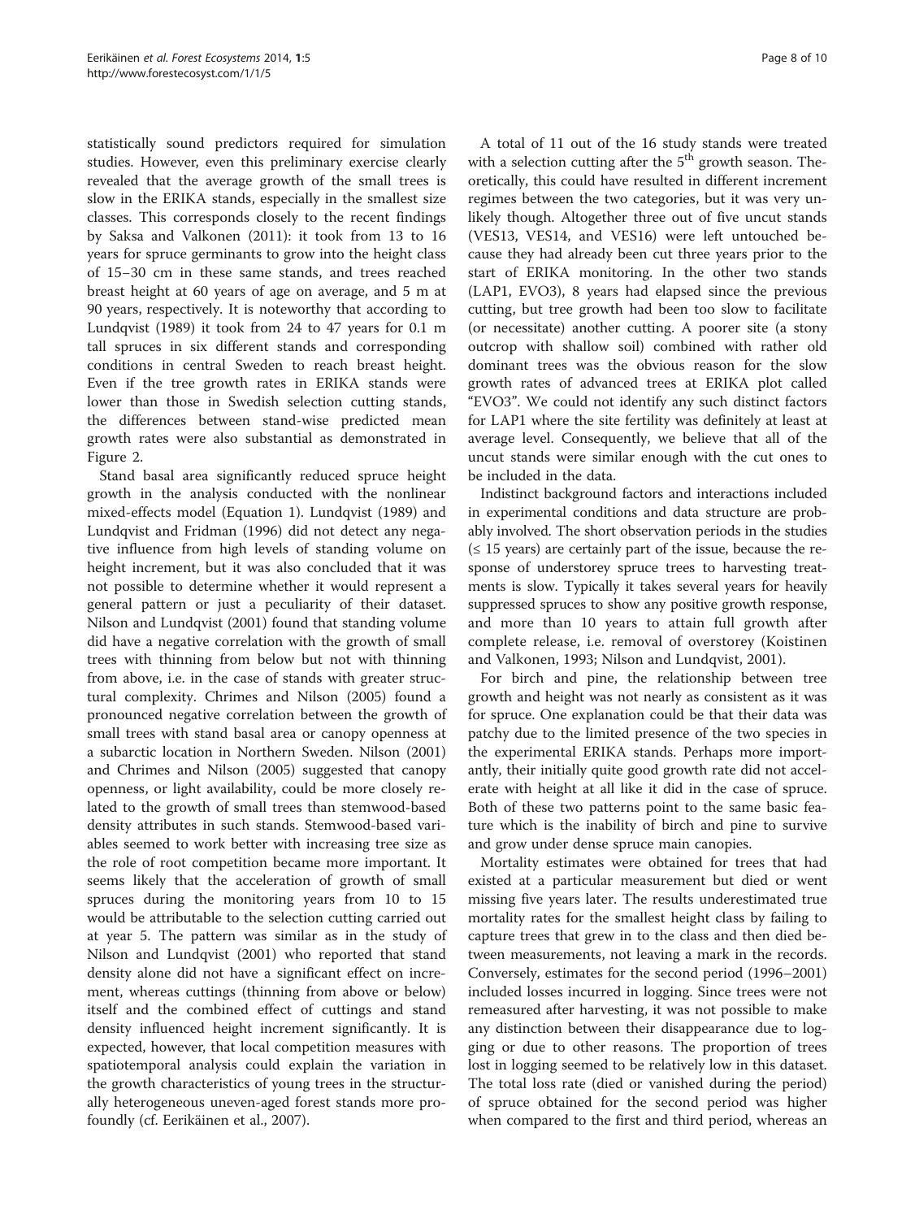statistically sound predictors required for simulation studies. However, even this preliminary exercise clearly revealed that the average growth of the small trees is slow in the ERIKA stands, especially in the smallest size classes. This corresponds closely to the recent findings by Saksa and Valkonen (2011): it took from 13 to 16 years for spruce germinants to grow into the height class of 15–30 cm in these same stands, and trees reached breast height at 60 years of age on average, and 5 m at 90 years, respectively. It is noteworthy that according to Lundqvist (1989) it took from 24 to 47 years for 0.1 m tall spruces in six different stands and corresponding conditions in central Sweden to reach breast height. Even if the tree growth rates in ERIKA stands were lower than those in Swedish selection cutting stands, the differences between stand-wise predicted mean growth rates were also substantial as demonstrated in Figure 2.

Stand basal area significantly reduced spruce height growth in the analysis conducted with the nonlinear mixed-effects model (Equation 1). Lundqvist (1989) and Lundqvist and Fridman (1996) did not detect any negative influence from high levels of standing volume on height increment, but it was also concluded that it was not possible to determine whether it would represent a general pattern or just a peculiarity of their dataset. Nilson and Lundqvist (2001) found that standing volume did have a negative correlation with the growth of small trees with thinning from below but not with thinning from above, i.e. in the case of stands with greater structural complexity. Chrimes and Nilson (2005) found a pronounced negative correlation between the growth of small trees with stand basal area or canopy openness at a subarctic location in Northern Sweden. Nilson (2001) and Chrimes and Nilson (2005) suggested that canopy openness, or light availability, could be more closely related to the growth of small trees than stemwood-based density attributes in such stands. Stemwood-based variables seemed to work better with increasing tree size as the role of root competition became more important. It seems likely that the acceleration of growth of small spruces during the monitoring years from 10 to 15 would be attributable to the selection cutting carried out at year 5. The pattern was similar as in the study of Nilson and Lundqvist (2001) who reported that stand density alone did not have a significant effect on increment, whereas cuttings (thinning from above or below) itself and the combined effect of cuttings and stand density influenced height increment significantly. It is expected, however, that local competition measures with spatiotemporal analysis could explain the variation in the growth characteristics of young trees in the structurally heterogeneous uneven-aged forest stands more profoundly (cf. Eerikäinen et al., 2007).

A total of 11 out of the 16 study stands were treated with a selection cutting after the 5th growth season. Theoretically, this could have resulted in different increment regimes between the two categories, but it was very unlikely though. Altogether three out of five uncut stands (VES13, VES14, and VES16) were left untouched because they had already been cut three years prior to the start of ERIKA monitoring. In the other two stands (LAP1, EVO3), 8 years had elapsed since the previous cutting, but tree growth had been too slow to facilitate (or necessitate) another cutting. A poorer site (a stony outcrop with shallow soil) combined with rather old dominant trees was the obvious reason for the slow growth rates of advanced trees at ERIKA plot called "EVO3". We could not identify any such distinct factors for LAP1 where the site fertility was definitely at least at average level. Consequently, we believe that all of the uncut stands were similar enough with the cut ones to be included in the data.

Indistinct background factors and interactions included in experimental conditions and data structure are probably involved. The short observation periods in the studies (≤ 15 years) are certainly part of the issue, because the response of understorey spruce trees to harvesting treatments is slow. Typically it takes several years for heavily suppressed spruces to show any positive growth response, and more than 10 years to attain full growth after complete release, i.e. removal of overstorey (Koistinen and Valkonen, 1993; Nilson and Lundqvist, 2001).

For birch and pine, the relationship between tree growth and height was not nearly as consistent as it was for spruce. One explanation could be that their data was patchy due to the limited presence of the two species in the experimental ERIKA stands. Perhaps more importantly, their initially quite good growth rate did not accelerate with height at all like it did in the case of spruce. Both of these two patterns point to the same basic feature which is the inability of birch and pine to survive and grow under dense spruce main canopies.

Mortality estimates were obtained for trees that had existed at a particular measurement but died or went missing five years later. The results underestimated true mortality rates for the smallest height class by failing to capture trees that grew in to the class and then died between measurements, not leaving a mark in the records. Conversely, estimates for the second period (1996–2001) included losses incurred in logging. Since trees were not remeasured after harvesting, it was not possible to make any distinction between their disappearance due to logging or due to other reasons. The proportion of trees lost in logging seemed to be relatively low in this dataset. The total loss rate (died or vanished during the period) of spruce obtained for the second period was higher when compared to the first and third period, whereas an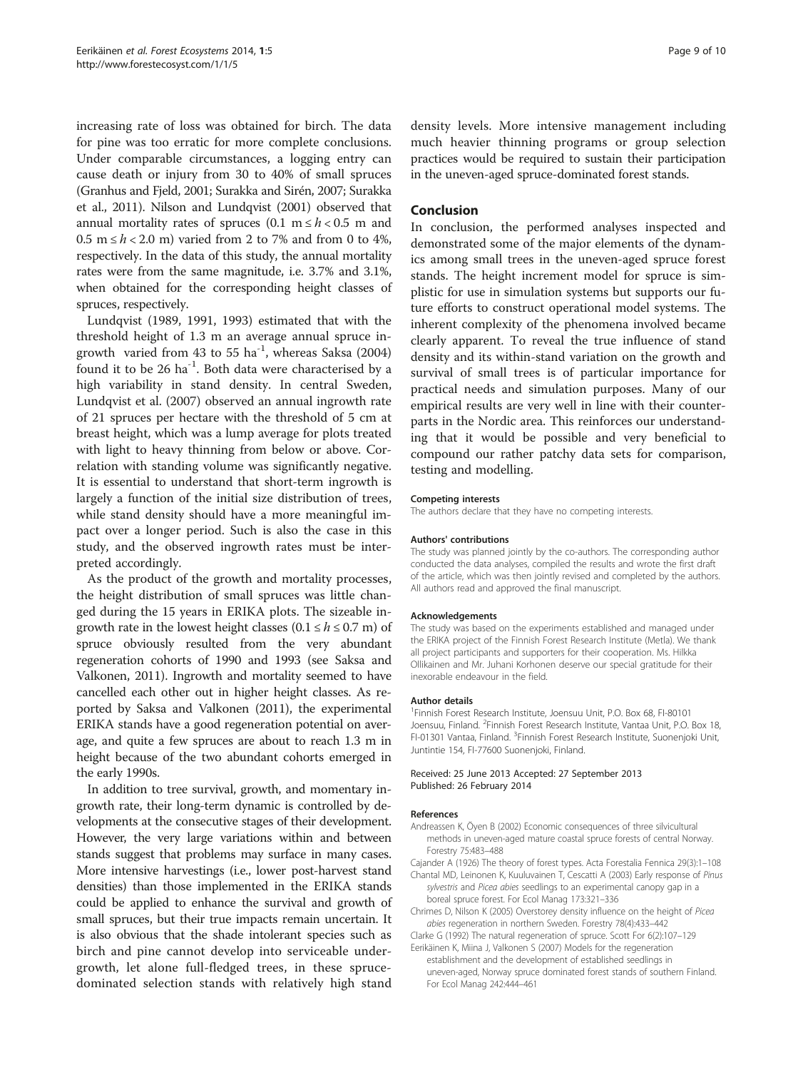increasing rate of loss was obtained for birch. The data for pine was too erratic for more complete conclusions. Under comparable circumstances, a logging entry can cause death or injury from 30 to 40% of small spruces (Granhus and Fjeld, 2001; Surakka and Sirén, 2007; Surakka et al., 2011). Nilson and Lundqvist (2001) observed that annual mortality rates of spruces ($0.1\ \text{m} \le h < 0.5$ m and $0.5\ \text{m} \le h < 2.0$ m) varied from 2 to 7% and from 0 to 4%, respectively. In the data of this study, the annual mortality rates were from the same magnitude, i.e. 3.7% and 3.1%, when obtained for the corresponding height classes of spruces, respectively.

Lundqvist (1989, 1991, 1993) estimated that with the threshold height of 1.3 m an average annual spruce ingrowth varied from 43 to 55 $\text{ha}^{-1}$, whereas Saksa (2004) found it to be 26 $\text{ha}^{-1}$. Both data were characterised by a high variability in stand density. In central Sweden, Lundqvist et al. (2007) observed an annual ingrowth rate of 21 spruces per hectare with the threshold of 5 cm at breast height, which was a lump average for plots treated with light to heavy thinning from below or above. Correlation with standing volume was significantly negative. It is essential to understand that short-term ingrowth is largely a function of the initial size distribution of trees, while stand density should have a more meaningful impact over a longer period. Such is also the case in this study, and the observed ingrowth rates must be interpreted accordingly.

As the product of the growth and mortality processes, the height distribution of small spruces was little changed during the 15 years in ERIKA plots. The sizeable ingrowth rate in the lowest height classes ($0.1 \le h \le 0.7$ m) of spruce obviously resulted from the very abundant regeneration cohorts of 1990 and 1993 (see Saksa and Valkonen, 2011). Ingrowth and mortality seemed to have cancelled each other out in higher height classes. As reported by Saksa and Valkonen (2011), the experimental ERIKA stands have a good regeneration potential on average, and quite a few spruces are about to reach 1.3 m in height because of the two abundant cohorts emerged in the early 1990s.

In addition to tree survival, growth, and momentary ingrowth rate, their long-term dynamic is controlled by developments at the consecutive stages of their development. However, the very large variations within and between stands suggest that problems may surface in many cases. More intensive harvestings (i.e., lower post-harvest stand densities) than those implemented in the ERIKA stands could be applied to enhance the survival and growth of small spruces, but their true impacts remain uncertain. It is also obvious that the shade intolerant species such as birch and pine cannot develop into serviceable undergrowth, let alone full-fledged trees, in these spruce-dominated selection stands with relatively high stand density levels. More intensive management including much heavier thinning programs or group selection practices would be required to sustain their participation in the uneven-aged spruce-dominated forest stands.

## Conclusion

In conclusion, the performed analyses inspected and demonstrated some of the major elements of the dynamics among small trees in the uneven-aged spruce forest stands. The height increment model for spruce is simplistic for use in simulation systems but supports our future efforts to construct operational model systems. The inherent complexity of the phenomena involved became clearly apparent. To reveal the true influence of stand density and its within-stand variation on the growth and survival of small trees is of particular importance for practical needs and simulation purposes. Many of our empirical results are very well in line with their counterparts in the Nordic area. This reinforces our understanding that it would be possible and very beneficial to compound our rather patchy data sets for comparison, testing and modelling.

#### Competing interests

The authors declare that they have no competing interests.

#### Authors' contributions

The study was planned jointly by the co-authors. The corresponding author conducted the data analyses, compiled the results and wrote the first draft of the article, which was then jointly revised and completed by the authors. All authors read and approved the final manuscript.

#### Acknowledgements

The study was based on the experiments established and managed under the ERIKA project of the Finnish Forest Research Institute (Metla). We thank all project participants and supporters for their cooperation. Ms. Hilkka Ollikainen and Mr. Juhani Korhonen deserve our special gratitude for their inexorable endeavour in the field.

#### Author details

[1]Finnish Forest Research Institute, Joensuu Unit, P.O. Box 68, FI-80101 Joensuu, Finland. [2]Finnish Forest Research Institute, Vantaa Unit, P.O. Box 18, FI-01301 Vantaa, Finland. [3]Finnish Forest Research Institute, Suonenjoki Unit, Juntintie 154, FI-77600 Suonenjoki, Finland.

Received: 25 June 2013 Accepted: 27 September 2013
Published: 26 February 2014

#### References

Andreassen K, Öyen B (2002) Economic consequences of three silvicultural methods in uneven-aged mature coastal spruce forests of central Norway. Forestry 75:483–488

Cajander A (1926) The theory of forest types. Acta Forestalia Fennica 29(3):1–108

Chantal MD, Leinonen K, Kuuluvainen T, Cescatti A (2003) Early response of *Pinus sylvestris* and *Picea abies* seedlings to an experimental canopy gap in a boreal spruce forest. For Ecol Manag 173:321–336

Chrimes D, Nilson K (2005) Overstorey density influence on the height of *Picea abies* regeneration in northern Sweden. Forestry 78(4):433–442

Clarke G (1992) The natural regeneration of spruce. Scott For 6(2):107–129

Eerikäinen K, Miina J, Valkonen S (2007) Models for the regeneration establishment and the development of established seedlings in uneven-aged, Norway spruce dominated forest stands of southern Finland. For Ecol Manag 242:444–461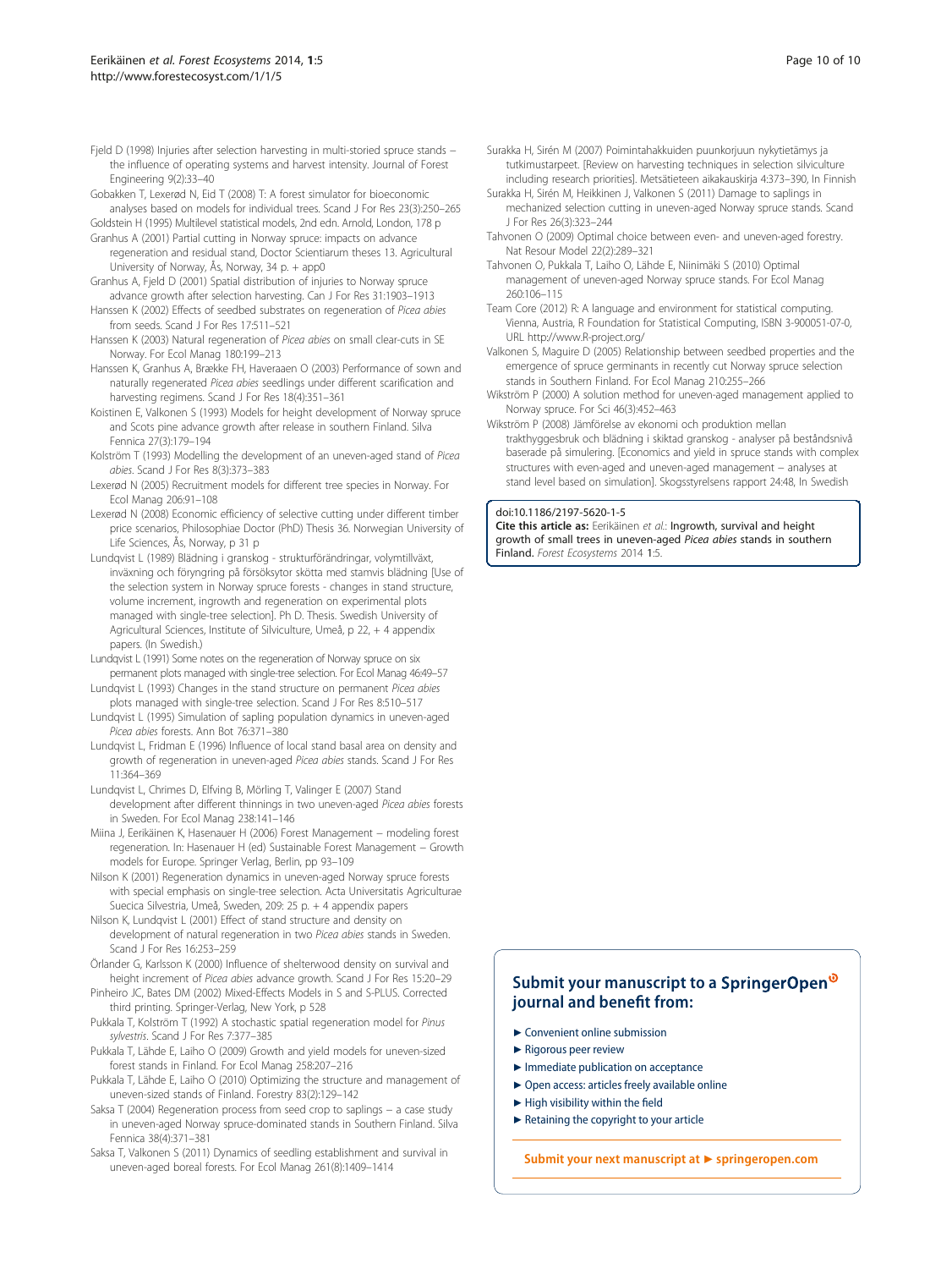Fjeld D (1998) Injuries after selection harvesting in multi-storied spruce stands – the influence of operating systems and harvest intensity. Journal of Forest Engineering 9(2):33–40

Gobakken T, Lexerød N, Eid T (2008) T: A forest simulator for bioeconomic analyses based on models for individual trees. Scand J For Res 23(3):250–265

Goldstein H (1995) Multilevel statistical models, 2nd edn. Arnold, London, 178 p

Granhus A (2001) Partial cutting in Norway spruce: impacts on advance regeneration and residual stand, Doctor Scientiarum theses 13. Agricultural University of Norway, Ås, Norway, 34 p. + app0

Granhus A, Fjeld D (2001) Spatial distribution of injuries to Norway spruce advance growth after selection harvesting. Can J For Res 31:1903–1913

Hanssen K (2002) Effects of seedbed substrates on regeneration of *Picea abies* from seeds. Scand J For Res 17:511–521

Hanssen K (2003) Natural regeneration of *Picea abies* on small clear-cuts in SE Norway. For Ecol Manag 180:199–213

Hanssen K, Granhus A, Brække FH, Haveraaen O (2003) Performance of sown and naturally regenerated *Picea abies* seedlings under different scarification and harvesting regimens. Scand J For Res 18(4):351–361

Koistinen E, Valkonen S (1993) Models for height development of Norway spruce and Scots pine advance growth after release in southern Finland. Silva Fennica 27(3):179–194

Kolström T (1993) Modelling the development of an uneven-aged stand of *Picea abies*. Scand J For Res 8(3):373–383

Lexerød N (2005) Recruitment models for different tree species in Norway. For Ecol Manag 206:91–108

Lexerød N (2008) Economic efficiency of selective cutting under different timber price scenarios, Philosophiae Doctor (PhD) Thesis 36. Norwegian University of Life Sciences, Ås, Norway, p 31 p

Lundqvist L (1989) Blädning i granskog - strukturförändringar, volymtillväxt, inväxning och föryngring på försöksytor skötta med stamvis blädning [Use of the selection system in Norway spruce forests - changes in stand structure, volume increment, ingrowth and regeneration on experimental plots managed with single-tree selection]. Ph D. Thesis. Swedish University of Agricultural Sciences, Institute of Silviculture, Umeå, p 22, + 4 appendix papers. (In Swedish.)

Lundqvist L (1991) Some notes on the regeneration of Norway spruce on six permanent plots managed with single-tree selection. For Ecol Manag 46:49–57

Lundqvist L (1993) Changes in the stand structure on permanent *Picea abies* plots managed with single-tree selection. Scand J For Res 8:510–517

Lundqvist L (1995) Simulation of sapling population dynamics in uneven-aged *Picea abies* forests. Ann Bot 76:371–380

Lundqvist L, Fridman E (1996) Influence of local stand basal area on density and growth of regeneration in uneven-aged *Picea abies* stands. Scand J For Res 11:364–369

Lundqvist L, Chrimes D, Elfving B, Mörling T, Valinger E (2007) Stand development after different thinnings in two uneven-aged *Picea abies* forests in Sweden. For Ecol Manag 238:141–146

Miina J, Eerikäinen K, Hasenauer H (2006) Forest Management – modeling forest regeneration. In: Hasenauer H (ed) Sustainable Forest Management – Growth models for Europe. Springer Verlag, Berlin, pp 93–109

Nilson K (2001) Regeneration dynamics in uneven-aged Norway spruce forests with special emphasis on single-tree selection. Acta Universitatis Agriculturae Suecica Silvestria, Umeå, Sweden, 209: 25 p. + 4 appendix papers

Nilson K, Lundqvist L (2001) Effect of stand structure and density on development of natural regeneration in two *Picea abies* stands in Sweden. Scand J For Res 16:253–259

Örlander G, Karlsson K (2000) Influence of shelterwood density on survival and height increment of *Picea abies* advance growth. Scand J For Res 15:20–29

Pinheiro JC, Bates DM (2002) Mixed-Effects Models in S and S-PLUS. Corrected third printing. Springer-Verlag, New York, p 528

Pukkala T, Kolström T (1992) A stochastic spatial regeneration model for *Pinus sylvestris*. Scand J For Res 7:377–385

Pukkala T, Lähde E, Laiho O (2009) Growth and yield models for uneven-sized forest stands in Finland. For Ecol Manag 258:207–216

Pukkala T, Lähde E, Laiho O (2010) Optimizing the structure and management of uneven-sized stands of Finland. Forestry 83(2):129–142

Saksa T (2004) Regeneration process from seed crop to saplings – a case study in uneven-aged Norway spruce-dominated stands in Southern Finland. Silva Fennica 38(4):371–381

Saksa T, Valkonen S (2011) Dynamics of seedling establishment and survival in uneven-aged boreal forests. For Ecol Manag 261(8):1409–1414

Surakka H, Sirén M (2007) Poimintahakkuiden puunkorjuun nykytietämys ja tutkimustarpeet. [Review on harvesting techniques in selection silviculture including research priorities]. Metsätieteen aikakauskirja 4:373–390, In Finnish

Surakka H, Sirén M, Heikkinen J, Valkonen S (2011) Damage to saplings in mechanized selection cutting in uneven-aged Norway spruce stands. Scand J For Res 26(3):323–244

Tahvonen O (2009) Optimal choice between even- and uneven-aged forestry. Nat Resour Model 22(2):289–321

Tahvonen O, Pukkala T, Laiho O, Lähde E, Niinimäki S (2010) Optimal management of uneven-aged Norway spruce stands. For Ecol Manag 260:106–115

Team Core (2012) R: A language and environment for statistical computing. Vienna, Austria, R Foundation for Statistical Computing, ISBN 3-900051-07-0, URL http://www.R-project.org/

Valkonen S, Maguire D (2005) Relationship between seedbed properties and the emergence of spruce germinants in recently cut Norway spruce selection stands in Southern Finland. For Ecol Manag 210:255–266

Wikström P (2000) A solution method for uneven-aged management applied to Norway spruce. For Sci 46(3):452–463

Wikström P (2008) Jämförelse av ekonomi och produktion mellan trakthyggesbruk och blädning i skiktad granskog - analyser på beståndsnivå baserade på simulering. [Economics and yield in spruce stands with complex structures with even-aged and uneven-aged management – analyses at stand level based on simulation]. Skogsstyrelsens rapport 24:48, In Swedish

doi:10.1186/2197-5620-1-5

**Cite this article as:** Eerikäinen *et al.*: Ingrowth, survival and height growth of small trees in uneven-aged *Picea abies* stands in southern Finland. *Forest Ecosystems* 2014 **1**:5.

## Submit your manuscript to a SpringerOpen journal and benefit from:

- ► Convenient online submission
- ► Rigorous peer review
- ► Immediate publication on acceptance
- ► Open access: articles freely available online
- ► High visibility within the field
- ► Retaining the copyright to your article

**Submit your next manuscript at ► springeropen.com**